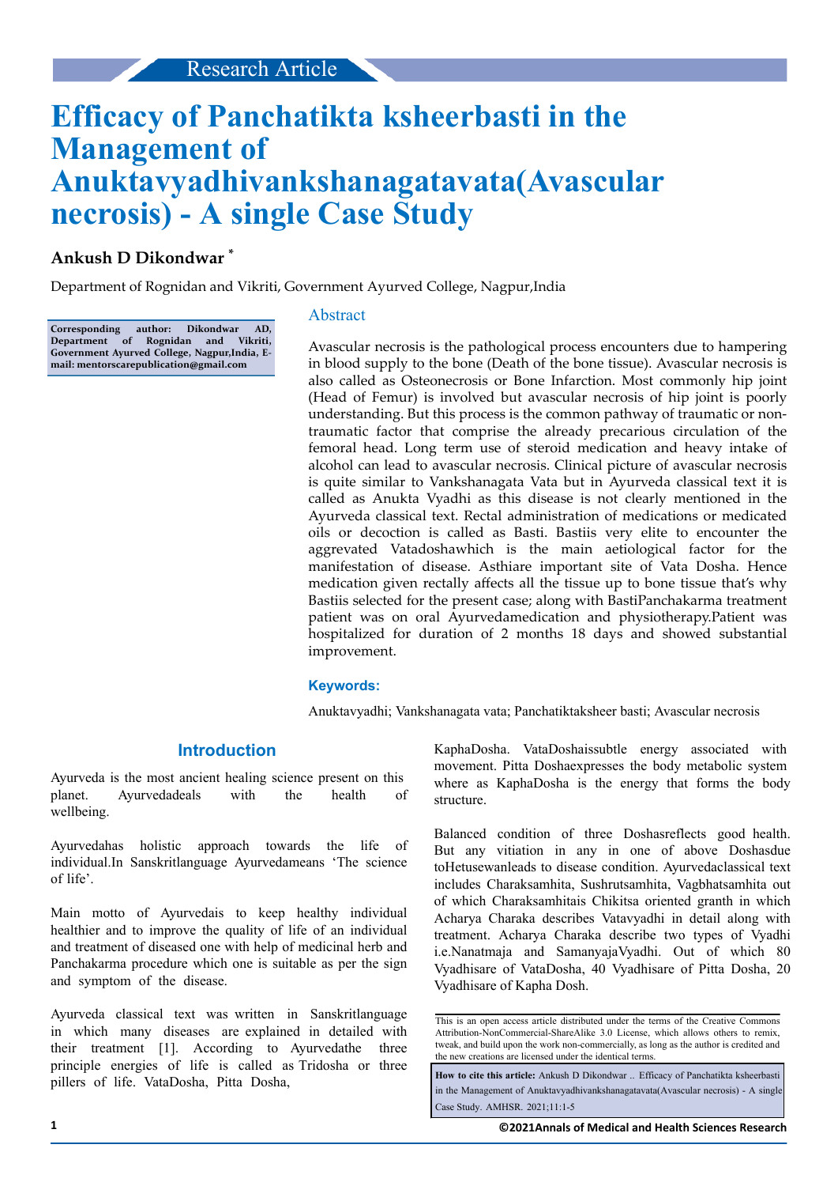Research Article

# Efficacy of Panchatikta ksheerbasti in the Management of Anuktavyadhivankshanagatavata(Avascular necrosis) - A single Case Study

**Ankush D Dikondwar** *

Department of Rognidan and Vikriti, Government Ayurved College, Nagpur,India

**Corresponding author: Dikondwar AD, Department of Rognidan and Vikriti, Government Ayurved College, Nagpur,India, E-mail: mentorscarepublication@gmail.com**

## Abstract

Avascular necrosis is the pathological process encounters due to hampering in blood supply to the bone (Death of the bone tissue). Avascular necrosis is also called as Osteonecrosis or Bone Infarction. Most commonly hip joint (Head of Femur) is involved but avascular necrosis of hip joint is poorly understanding. But this process is the common pathway of traumatic or non-traumatic factor that comprise the already precarious circulation of the femoral head. Long term use of steroid medication and heavy intake of alcohol can lead to avascular necrosis. Clinical picture of avascular necrosis is quite similar to Vankshanagata Vata but in Ayurveda classical text it is called as Anukta Vyadhi as this disease is not clearly mentioned in the Ayurveda classical text. Rectal administration of medications or medicated oils or decoction is called as Basti. Bastiis very elite to encounter the aggrevated Vatadoshawhich is the main aetiological factor for the manifestation of disease. Asthiare important site of Vata Dosha. Hence medication given rectally affects all the tissue up to bone tissue that's why Bastiis selected for the present case; along with BastiPanchakarma treatment patient was on oral Ayurvedamedication and physiotherapy.Patient was hospitalized for duration of 2 months 18 days and showed substantial improvement.

**Keywords:**

Anuktavyadhi; Vankshanagata vata; Panchatiktaksheer basti; Avascular necrosis

## Introduction

Ayurveda is the most ancient healing science present on this planet. Ayurvedadeals with the health of wellbeing.

Ayurvedahas holistic approach towards the life of individual.In Sanskritlanguage Ayurvedameans 'The science of life'.

Main motto of Ayurvedais to keep healthy individual healthier and to improve the quality of life of an individual and treatment of diseased one with help of medicinal herb and Panchakarma procedure which one is suitable as per the sign and symptom of the disease.

Ayurveda classical text was written in Sanskritlanguage in which many diseases are explained in detailed with their treatment [1]. According to Ayurvedathe three principle energies of life is called as Tridosha or three pillers of life. VataDosha, Pitta Dosha, KaphaDosha. VataDoshaissubtle energy associated with movement. Pitta Doshaexpresses the body metabolic system where as KaphaDosha is the energy that forms the body structure.

Balanced condition of three Doshasreflects good health. But any vitiation in any in one of above Doshasdue toHetusewanleads to disease condition. Ayurvedaclassical text includes Charaksamhita, Sushrutsamhita, Vagbhatsamhita out of which Charaksamhitais Chikitsa oriented granth in which Acharya Charaka describes Vatavyadhi in detail along with treatment. Acharya Charaka describe two types of Vyadhi i.e.Nanatmaja and SamanyajaVyadhi. Out of which 80 Vyadhisare of VataDosha, 40 Vyadhisare of Pitta Dosha, 20 Vyadhisare of Kapha Dosh.

This is an open access article distributed under the terms of the Creative Commons Attribution-NonCommercial-ShareAlike 3.0 License, which allows others to remix, tweak, and build upon the work non-commercially, as long as the author is credited and the new creations are licensed under the identical terms.

**How to cite this article:** Ankush D Dikondwar .. Efficacy of Panchatikta ksheerbasti in the Management of Anuktavyadhivankshanagatavata(Avascular necrosis) - A single Case Study. AMHSR. 2021;11:1-5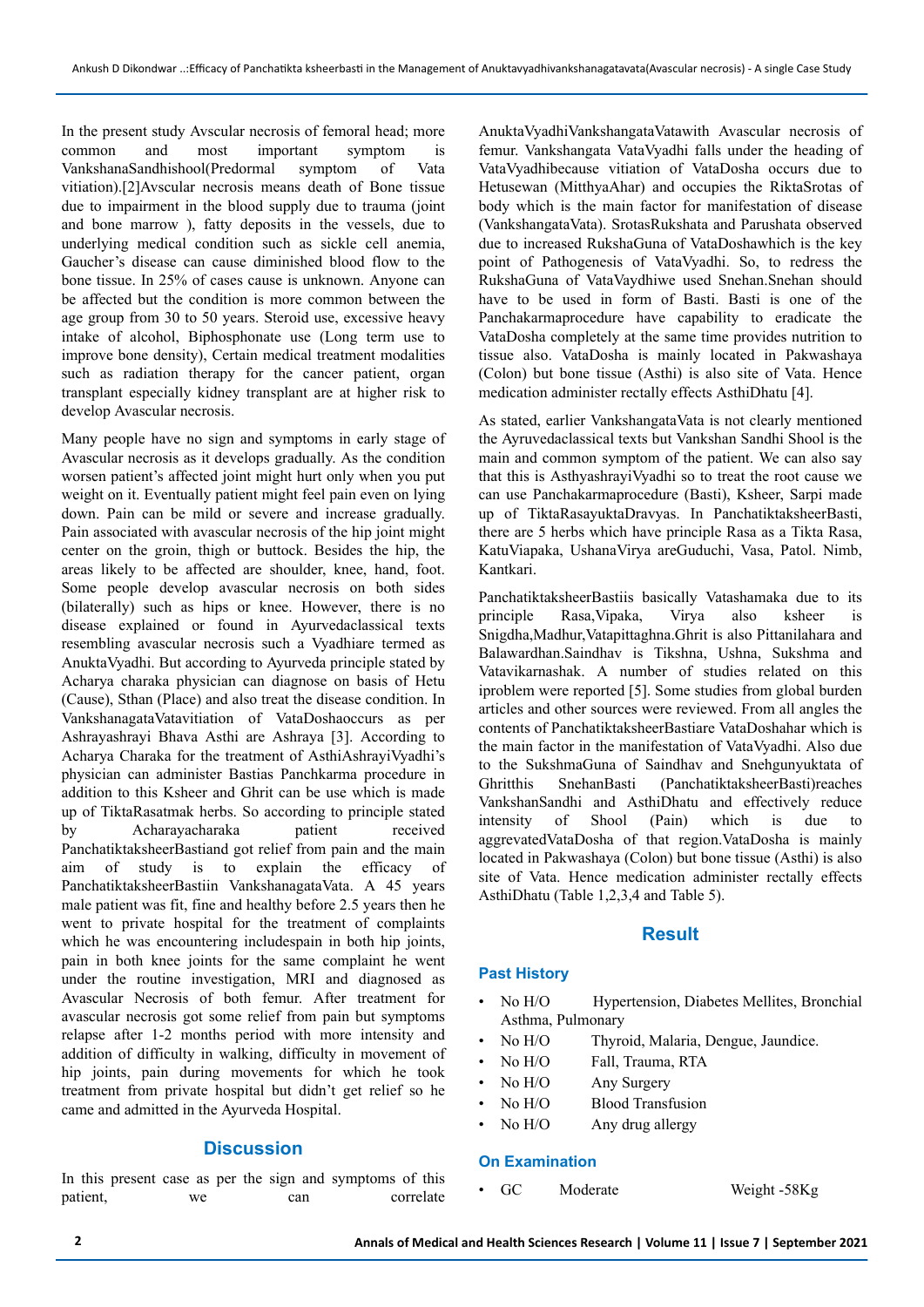In the present study Avscular necrosis of femoral head; more common and most important symptom is VankshanaSandhishool(Predormal symptom of Vata vitiation).[2]Avscular necrosis means death of Bone tissue due to impairment in the blood supply due to trauma (joint and bone marrow ), fatty deposits in the vessels, due to underlying medical condition such as sickle cell anemia, Gaucher's disease can cause diminished blood flow to the bone tissue. In 25% of cases cause is unknown. Anyone can be affected but the condition is more common between the age group from 30 to 50 years. Steroid use, excessive heavy intake of alcohol, Biphosphonate use (Long term use to improve bone density), Certain medical treatment modalities such as radiation therapy for the cancer patient, organ transplant especially kidney transplant are at higher risk to develop Avascular necrosis.

Many people have no sign and symptoms in early stage of Avascular necrosis as it develops gradually. As the condition worsen patient's affected joint might hurt only when you put weight on it. Eventually patient might feel pain even on lying down. Pain can be mild or severe and increase gradually. Pain associated with avascular necrosis of the hip joint might center on the groin, thigh or buttock. Besides the hip, the areas likely to be affected are shoulder, knee, hand, foot. Some people develop avascular necrosis on both sides (bilaterally) such as hips or knee. However, there is no disease explained or found in Ayurvedaclassical texts resembling avascular necrosis such a Vyadhiare termed as AnuktaVyadhi. But according to Ayurveda principle stated by Acharya charaka physician can diagnose on basis of Hetu (Cause), Sthan (Place) and also treat the disease condition. In VankshanagataVatavitiation of VataDoshaoccurs as per Ashrayashrayi Bhava Asthi are Ashraya [3]. According to Acharya Charaka for the treatment of AsthiAshrayiVyadhi's physician can administer Bastias Panchkarma procedure in addition to this Ksheer and Ghrit can be use which is made up of TiktaRasatmak herbs. So according to principle stated by Acharayacharaka patient received PanchatiktaksheerBastiand got relief from pain and the main aim of study is to explain the efficacy of PanchatiktaksheerBastiin VankshanagataVata. A 45 years male patient was fit, fine and healthy before 2.5 years then he went to private hospital for the treatment of complaints which he was encountering includespain in both hip joints, pain in both knee joints for the same complaint he went under the routine investigation, MRI and diagnosed as Avascular Necrosis of both femur. After treatment for avascular necrosis got some relief from pain but symptoms relapse after 1-2 months period with more intensity and addition of difficulty in walking, difficulty in movement of hip joints, pain during movements for which he took treatment from private hospital but didn't get relief so he came and admitted in the Ayurveda Hospital.

## Discussion

In this present case as per the sign and symptoms of this patient, we can correlate AnuktaVyadhiVankshangataVatawith Avascular necrosis of femur. Vankshangata VataVyadhi falls under the heading of VataVyadhibecause vitiation of VataDosha occurs due to Hetusewan (MitthyaAhar) and occupies the RiktaSrotas of body which is the main factor for manifestation of disease (VankshangataVata). SrotasRukshata and Parushata observed due to increased RukshaGuna of VataDoshawhich is the key point of Pathogenesis of VataVyadhi. So, to redress the RukshaGuna of VataVaydhiwe used Snehan.Snehan should have to be used in form of Basti. Basti is one of the Panchakarmaprocedure have capability to eradicate the VataDosha completely at the same time provides nutrition to tissue also. VataDosha is mainly located in Pakwashaya (Colon) but bone tissue (Asthi) is also site of Vata. Hence medication administer rectally effects AsthiDhatu [4].

As stated, earlier VankshangataVata is not clearly mentioned the Ayruvedaclassical texts but Vankshan Sandhi Shool is the main and common symptom of the patient. We can also say that this is AsthyashrayiVyadhi so to treat the root cause we can use Panchakarmaprocedure (Basti), Ksheer, Sarpi made up of TiktaRasayuktaDravyas. In PanchatiktaksheerBasti, there are 5 herbs which have principle Rasa as a Tikta Rasa, KatuViapaka, UshanaVirya areGuduchi, Vasa, Patol. Nimb, Kantkari.

PanchatiktaksheerBastiis basically Vatashamaka due to its principle Rasa,Vipaka, Virya also ksheer is Snigdha,Madhur,Vatapittaghna.Ghrit is also Pittanilahara and Balawardhan.Saindhav is Tikshna, Ushna, Sukshma and Vatavikarnashak. A number of studies related on this iproblem were reported [5]. Some studies from global burden articles and other sources were reviewed. From all angles the contents of PanchatiktaksheerBastiare VataDoshahar which is the main factor in the manifestation of VataVyadhi. Also due to the SukshmaGuna of Saindhav and Snehgunyuktata of Ghritthis SnehanBasti (PanchatiktaksheerBasti)reaches VankshanSandhi and AsthiDhatu and effectively reduce intensity of Shool (Pain) which is due to aggrevatedVataDosha of that region.VataDosha is mainly located in Pakwashaya (Colon) but bone tissue (Asthi) is also site of Vata. Hence medication administer rectally effects AsthiDhatu (Table 1,2,3,4 and Table 5).

## Result

### Past History

- No H/O Hypertension, Diabetes Mellites, Bronchial Asthma, Pulmonary
- No H/O Thyroid, Malaria, Dengue, Jaundice.
- No H/O Fall, Trauma, RTA
- No H/O Any Surgery
- No H/O Blood Transfusion
- No H/O Any drug allergy

### On Examination

- GC Moderate Weight -58Kg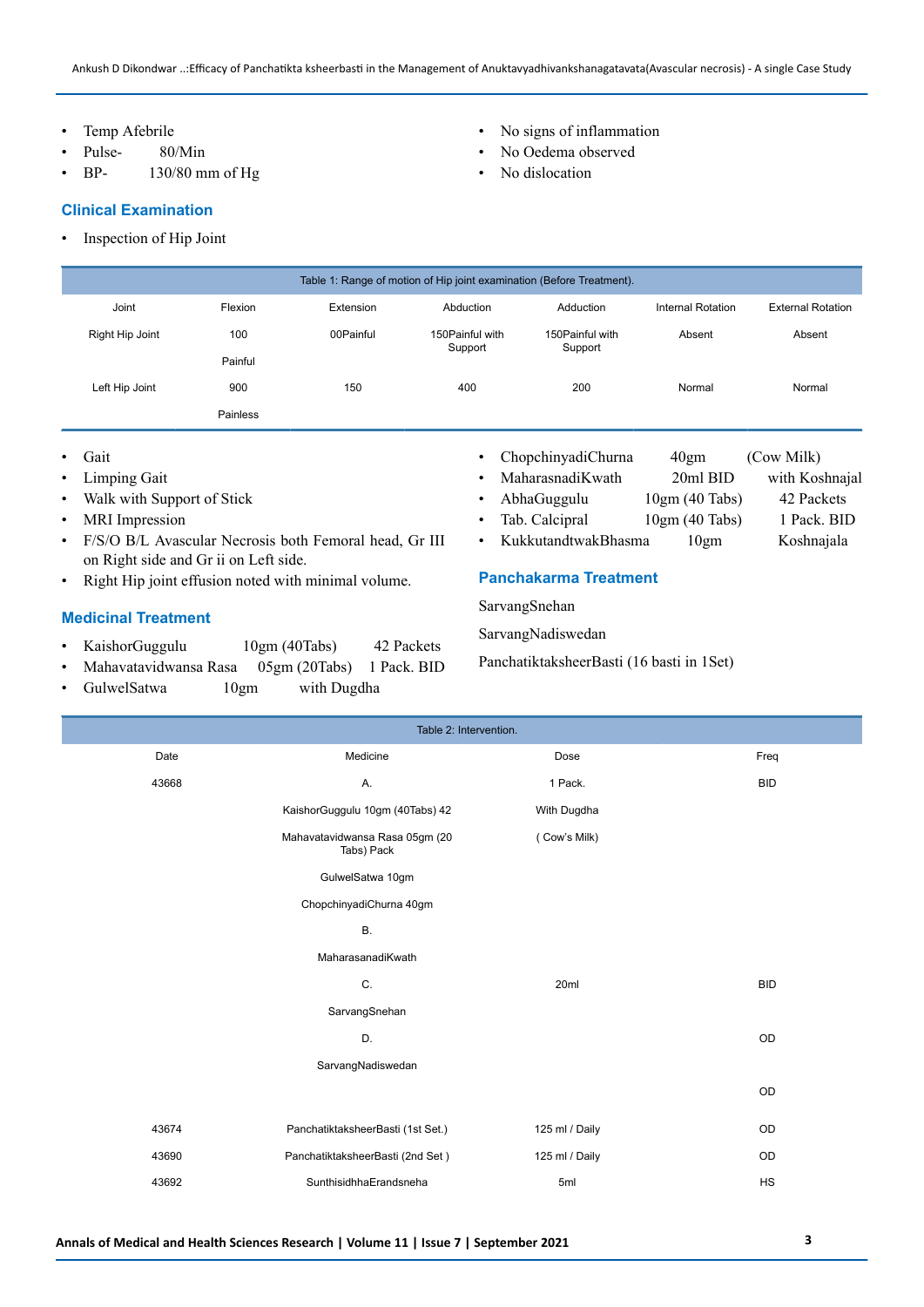- Temp Afebrile
- Pulse- 80/Min
- BP- 130/80 mm of Hg
- No signs of inflammation
- No Oedema observed
- No dislocation

## Clinical Examination

- Inspection of Hip Joint

Table 1: Range of motion of Hip joint examination (Before Treatment).

| Joint | Flexion | Extension | Abduction | Adduction | Internal Rotation | External Rotation |
|---|---|---|---|---|---|---|
| Right Hip Joint | 100 Painful | 00Painful | 150Painful with Support | 150Painful with Support | Absent | Absent |
| Left Hip Joint | 900 Painless | 150 | 400 | 200 | Normal | Normal |

- Gait
- Limping Gait
- Walk with Support of Stick
- MRI Impression
- F/S/O B/L Avascular Necrosis both Femoral head, Gr III on Right side and Gr ii on Left side.
- Right Hip joint effusion noted with minimal volume.

## Medicinal Treatment

- KaishorGuggulu 10gm (40Tabs) 42 Packets
- Mahavatavidwansa Rasa 05gm (20Tabs) 1 Pack. BID
- GulwelSatwa 10gm with Dugdha
- ChopchinyadiChurna 40gm (Cow Milk)
- MaharasnadiKwath 20ml BID with Koshnajal
- AbhaGuggulu 10gm (40 Tabs) 42 Packets
- Tab. Calcipral 10gm (40 Tabs) 1 Pack. BID
- KukkutandtwakBhasma 10gm Koshnajala

## Panchakarma Treatment

SarvangSnehan

SarvangNadiswedan

PanchatiktaksheerBasti (16 basti in 1Set)

Table 2: Intervention.

| Date | Medicine | Dose | Freq |
|---|---|---|---|
| 43668 | A. | 1 Pack. | BID |
| | KaishorGuggulu 10gm (40Tabs) 42 | With Dugdha | |
| | Mahavatavidwansa Rasa 05gm (20 Tabs) Pack | ( Cow's Milk) | |
| | GulwelSatwa 10gm | | |
| | ChopchinyadiChurna 40gm | | |
| | B. | | |
| | MaharasanadiKwath | | |
| | C. | 20ml | BID |
| | SarvangSnehan | | |
| | D. | | OD |
| | SarvangNadiswedan | | |
| | | | OD |
| 43674 | PanchatiktaksheerBasti (1st Set.) | 125 ml / Daily | OD |
| 43690 | PanchatiktaksheerBasti (2nd Set ) | 125 ml / Daily | OD |
| 43692 | SunthisidhhaErandsneha | 5ml | HS |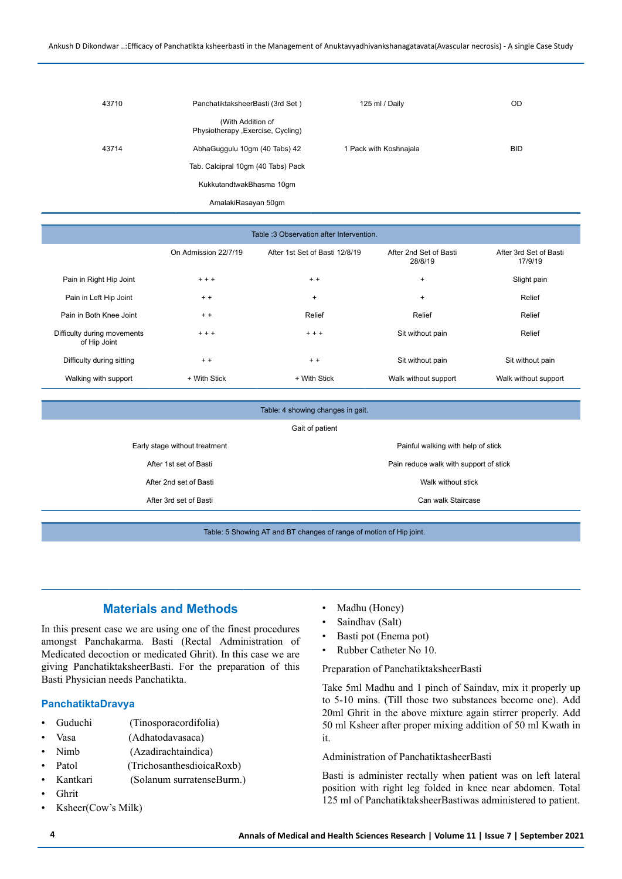| | | | |
|---|---|---|---|
| 43710 | PanchatiktaksheerBasti (3rd Set ) | 125 ml / Daily | OD |
| | (With Addition of Physiotherapy ,Exercise, Cycling) | | |
| 43714 | AbhaGuggulu 10gm (40 Tabs) 42 | 1 Pack with Koshnajala | BID |
| | Tab. Calcipral 10gm (40 Tabs) Pack | | |
| | KukkutandtwakBhasma 10gm | | |
| | AmalakiRasayan 50gm | | |

Table :3 Observation after Intervention.

| | On Admission 22/7/19 | After 1st Set of Basti 12/8/19 | After 2nd Set of Basti 28/8/19 | After 3rd Set of Basti 17/9/19 |
|---|---|---|---|---|
| Pain in Right Hip Joint | + + + | + + | + | Slight pain |
| Pain in Left Hip Joint | + + | + | + | Relief |
| Pain in Both Knee Joint | + + | Relief | Relief | Relief |
| Difficulty during movements of Hip Joint | + + + | + + + | Sit without pain | Relief |
| Difficulty during sitting | + + | + + | Sit without pain | Sit without pain |
| Walking with support | + With Stick | + With Stick | Walk without support | Walk without support |

Table: 4 showing changes in gait.

| | Gait of patient |
|---|---|
| Early stage without treatment | Painful walking with help of stick |
| After 1st set of Basti | Pain reduce walk with support of stick |
| After 2nd set of Basti | Walk without stick |
| After 3rd set of Basti | Can walk Staircase |

Table: 5 Showing AT and BT changes of range of motion of Hip joint.

## Materials and Methods

In this present case we are using one of the finest procedures amongst Panchakarma. Basti (Rectal Administration of Medicated decoction or medicated Ghrit). In this case we are giving PanchatiktaksheerBasti. For the preparation of this Basti Physician needs Panchatikta.

### PanchatiktaDravya

- Guduchi (Tinosporacordifolia)
- Vasa (Adhatodavasaca)
- Nimb (Azadirachtaindica)
- Patol (TrichosanthesdioicaRoxb)
- Kantkari (Solanum surratenseBurm.)
- Ghrit
- Ksheer(Cow's Milk)
- Madhu (Honey)
- Saindhav (Salt)
- Basti pot (Enema pot)
- Rubber Catheter No 10.

Preparation of PanchatiktaksheerBasti

Take 5ml Madhu and 1 pinch of Saindav, mix it properly up to 5-10 mins. (Till those two substances become one). Add 20ml Ghrit in the above mixture again stirrer properly. Add 50 ml Ksheer after proper mixing addition of 50 ml Kwath in it.

Administration of PanchatiktasheerBasti

Basti is administer rectally when patient was on left lateral position with right leg folded in knee near abdomen. Total 125 ml of PanchatiktaksheerBastiwas administered to patient.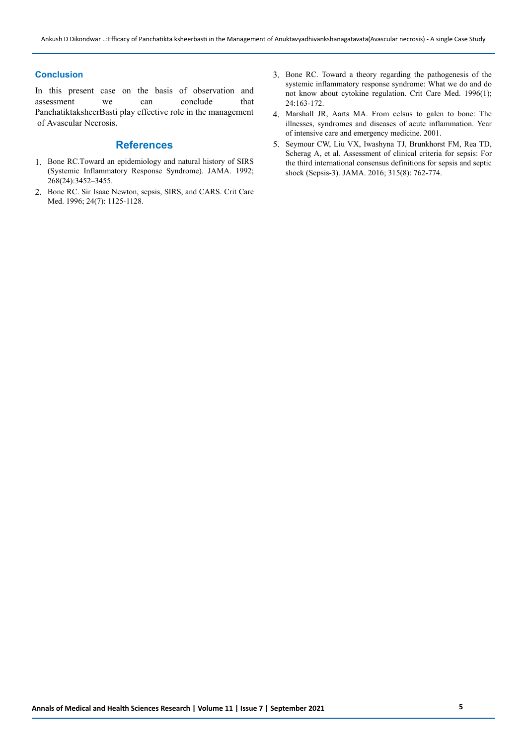## Conclusion

In this present case on the basis of observation and assessment we can conclude that PanchatiktaksheerBasti play effective role in the management of Avascular Necrosis.

## References

1. Bone RC.Toward an epidemiology and natural history of SIRS (Systemic Inflammatory Response Syndrome). JAMA. 1992; 268(24):3452–3455.
2. Bone RC. Sir Isaac Newton, sepsis, SIRS, and CARS. Crit Care Med. 1996; 24(7): 1125-1128.
3. Bone RC. Toward a theory regarding the pathogenesis of the systemic inflammatory response syndrome: What we do and do not know about cytokine regulation. Crit Care Med. 1996(1); 24:163-172.
4. Marshall JR, Aarts MA. From celsus to galen to bone: The illnesses, syndromes and diseases of acute inflammation. Year of intensive care and emergency medicine. 2001.
5. Seymour CW, Liu VX, Iwashyna TJ, Brunkhorst FM, Rea TD, Scherag A, et al. Assessment of clinical criteria for sepsis: For the third international consensus definitions for sepsis and septic shock (Sepsis-3). JAMA. 2016; 315(8): 762-774.